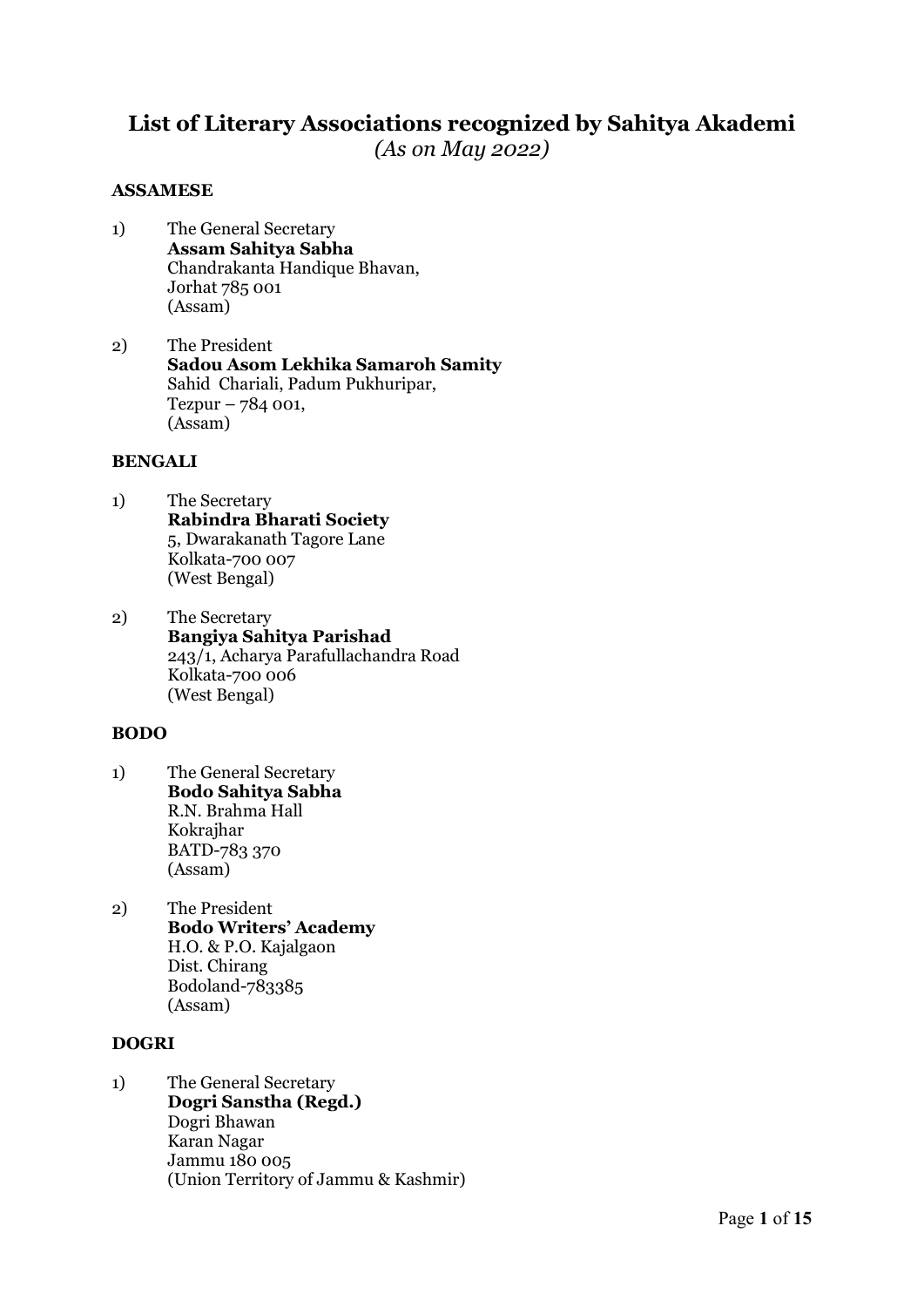# List of Literary Associations recognized by Sahitya Akademi

*(As on May 2022)*

## ASSAMESE

1) The General Secretary
   **Assam Sahitya Sabha**
   Chandrakanta Handique Bhavan,
   Jorhat 785 001
   (Assam)

2) The President
   **Sadou Asom Lekhika Samaroh Samity**
   Sahid Chariali, Padum Pukhuripar,
   Tezpur – 784 001,
   (Assam)

## BENGALI

1) The Secretary
   **Rabindra Bharati Society**
   5, Dwarakanath Tagore Lane
   Kolkata-700 007
   (West Bengal)

2) The Secretary
   **Bangiya Sahitya Parishad**
   243/1, Acharya Parafullachandra Road
   Kolkata-700 006
   (West Bengal)

## BODO

1) The General Secretary
   **Bodo Sahitya Sabha**
   R.N. Brahma Hall
   Kokrajhar
   BATD-783 370
   (Assam)

2) The President
   **Bodo Writers' Academy**
   H.O. & P.O. Kajalgaon
   Dist. Chirang
   Bodoland-783385
   (Assam)

## DOGRI

1) The General Secretary
   **Dogri Sanstha (Regd.)**
   Dogri Bhawan
   Karan Nagar
   Jammu 180 005
   (Union Territory of Jammu & Kashmir)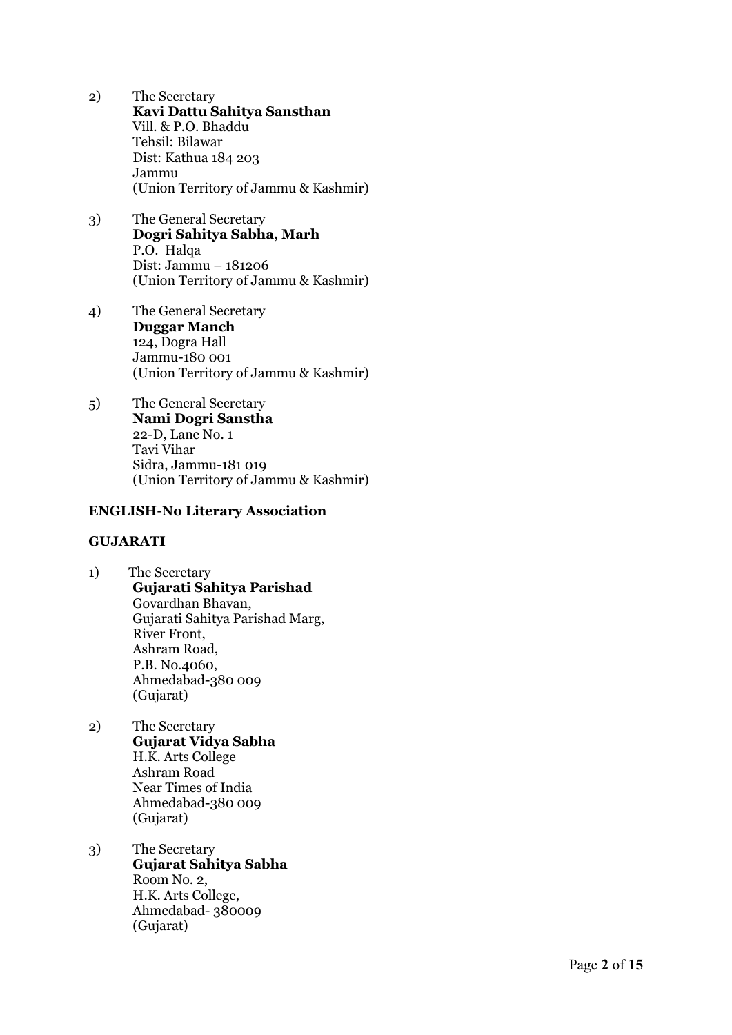2) The Secretary
**Kavi Dattu Sahitya Sansthan**
Vill. & P.O. Bhaddu
Tehsil: Bilawar
Dist: Kathua 184 203
Jammu
(Union Territory of Jammu & Kashmir)

3) The General Secretary
**Dogri Sahitya Sabha, Marh**
P.O. Halqa
Dist: Jammu – 181206
(Union Territory of Jammu & Kashmir)

4) The General Secretary
**Duggar Manch**
124, Dogra Hall
Jammu-180 001
(Union Territory of Jammu & Kashmir)

5) The General Secretary
**Nami Dogri Sanstha**
22-D, Lane No. 1
Tavi Vihar
Sidra, Jammu-181 019
(Union Territory of Jammu & Kashmir)

**ENGLISH-No Literary Association**

**GUJARATI**

1) The Secretary
**Gujarati Sahitya Parishad**
Govardhan Bhavan,
Gujarati Sahitya Parishad Marg,
River Front,
Ashram Road,
P.B. No.4060,
Ahmedabad-380 009
(Gujarat)

2) The Secretary
**Gujarat Vidya Sabha**
H.K. Arts College
Ashram Road
Near Times of India
Ahmedabad-380 009
(Gujarat)

3) The Secretary
**Gujarat Sahitya Sabha**
Room No. 2,
H.K. Arts College,
Ahmedabad- 380009
(Gujarat)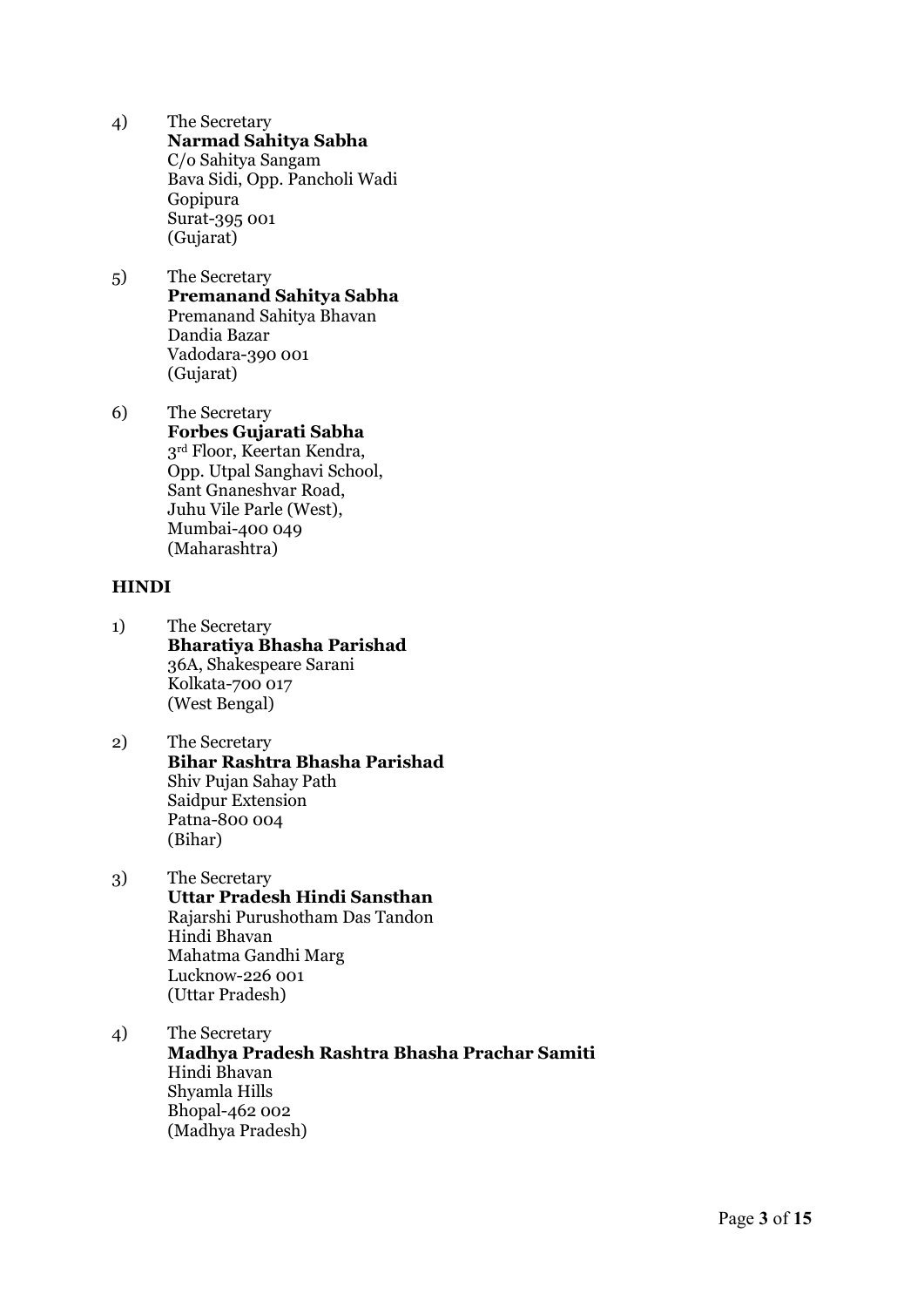4) The Secretary
**Narmad Sahitya Sabha**
C/o Sahitya Sangam
Bava Sidi, Opp. Pancholi Wadi
Gopipura
Surat-395 001
(Gujarat)

5) The Secretary
**Premanand Sahitya Sabha**
Premanand Sahitya Bhavan
Dandia Bazar
Vadodara-390 001
(Gujarat)

6) The Secretary
**Forbes Gujarati Sabha**
3rd Floor, Keertan Kendra,
Opp. Utpal Sanghavi School,
Sant Gnaneshvar Road,
Juhu Vile Parle (West),
Mumbai-400 049
(Maharashtra)

**HINDI**

1) The Secretary
**Bharatiya Bhasha Parishad**
36A, Shakespeare Sarani
Kolkata-700 017
(West Bengal)

2) The Secretary
**Bihar Rashtra Bhasha Parishad**
Shiv Pujan Sahay Path
Saidpur Extension
Patna-800 004
(Bihar)

3) The Secretary
**Uttar Pradesh Hindi Sansthan**
Rajarshi Purushotham Das Tandon
Hindi Bhavan
Mahatma Gandhi Marg
Lucknow-226 001
(Uttar Pradesh)

4) The Secretary
**Madhya Pradesh Rashtra Bhasha Prachar Samiti**
Hindi Bhavan
Shyamla Hills
Bhopal-462 002
(Madhya Pradesh)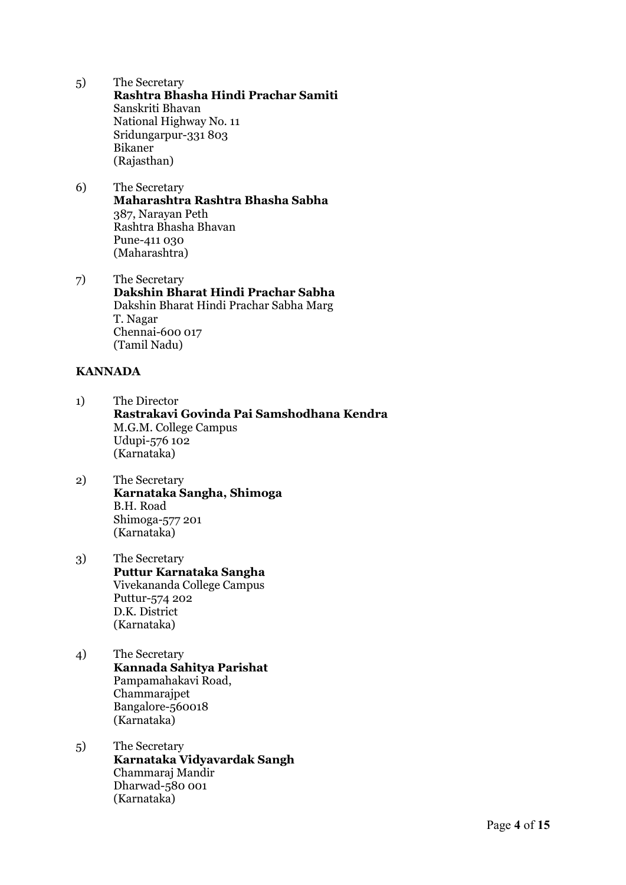5) The Secretary
   **Rashtra Bhasha Hindi Prachar Samiti**
   Sanskriti Bhavan
   National Highway No. 11
   Sridungarpur-331 803
   Bikaner
   (Rajasthan)

6) The Secretary
   **Maharashtra Rashtra Bhasha Sabha**
   387, Narayan Peth
   Rashtra Bhasha Bhavan
   Pune-411 030
   (Maharashtra)

7) The Secretary
   **Dakshin Bharat Hindi Prachar Sabha**
   Dakshin Bharat Hindi Prachar Sabha Marg
   T. Nagar
   Chennai-600 017
   (Tamil Nadu)

**KANNADA**

1) The Director
   **Rastrakavi Govinda Pai Samshodhana Kendra**
   M.G.M. College Campus
   Udupi-576 102
   (Karnataka)

2) The Secretary
   **Karnataka Sangha, Shimoga**
   B.H. Road
   Shimoga-577 201
   (Karnataka)

3) The Secretary
   **Puttur Karnataka Sangha**
   Vivekananda College Campus
   Puttur-574 202
   D.K. District
   (Karnataka)

4) The Secretary
   **Kannada Sahitya Parishat**
   Pampamahakavi Road,
   Chammarajpet
   Bangalore-560018
   (Karnataka)

5) The Secretary
   **Karnataka Vidyavardak Sangh**
   Chammaraj Mandir
   Dharwad-580 001
   (Karnataka)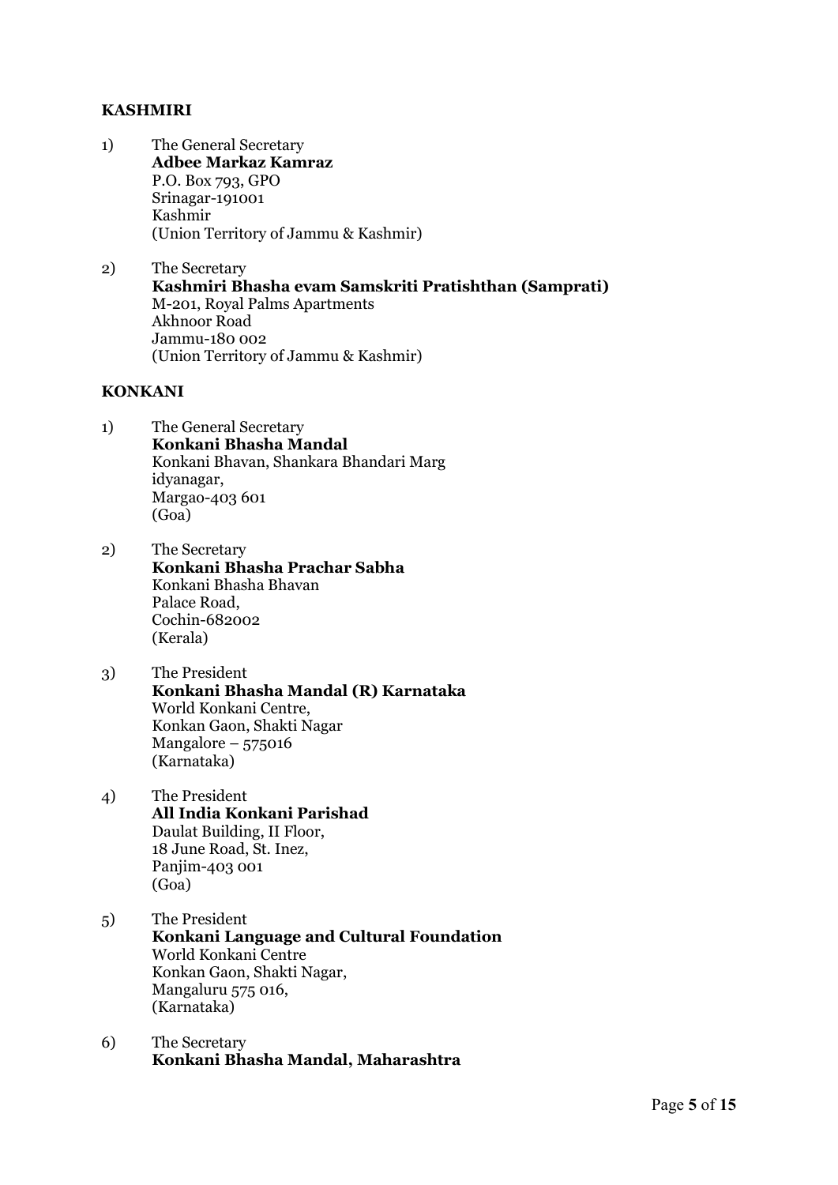**KASHMIRI**

1) The General Secretary
   **Adbee Markaz Kamraz**
   P.O. Box 793, GPO
   Srinagar-191001
   Kashmir
   (Union Territory of Jammu & Kashmir)

2) The Secretary
   **Kashmiri Bhasha evam Samskriti Pratishthan (Samprati)**
   M-201, Royal Palms Apartments
   Akhnoor Road
   Jammu-180 002
   (Union Territory of Jammu & Kashmir)

**KONKANI**

1) The General Secretary
   **Konkani Bhasha Mandal**
   Konkani Bhavan, Shankara Bhandari Marg
   idyanagar,
   Margao-403 601
   (Goa)

2) The Secretary
   **Konkani Bhasha Prachar Sabha**
   Konkani Bhasha Bhavan
   Palace Road,
   Cochin-682002
   (Kerala)

3) The President
   **Konkani Bhasha Mandal (R) Karnataka**
   World Konkani Centre,
   Konkan Gaon, Shakti Nagar
   Mangalore – 575016
   (Karnataka)

4) The President
   **All India Konkani Parishad**
   Daulat Building, II Floor,
   18 June Road, St. Inez,
   Panjim-403 001
   (Goa)

5) The President
   **Konkani Language and Cultural Foundation**
   World Konkani Centre
   Konkan Gaon, Shakti Nagar,
   Mangaluru 575 016,
   (Karnataka)

6) The Secretary
   **Konkani Bhasha Mandal, Maharashtra**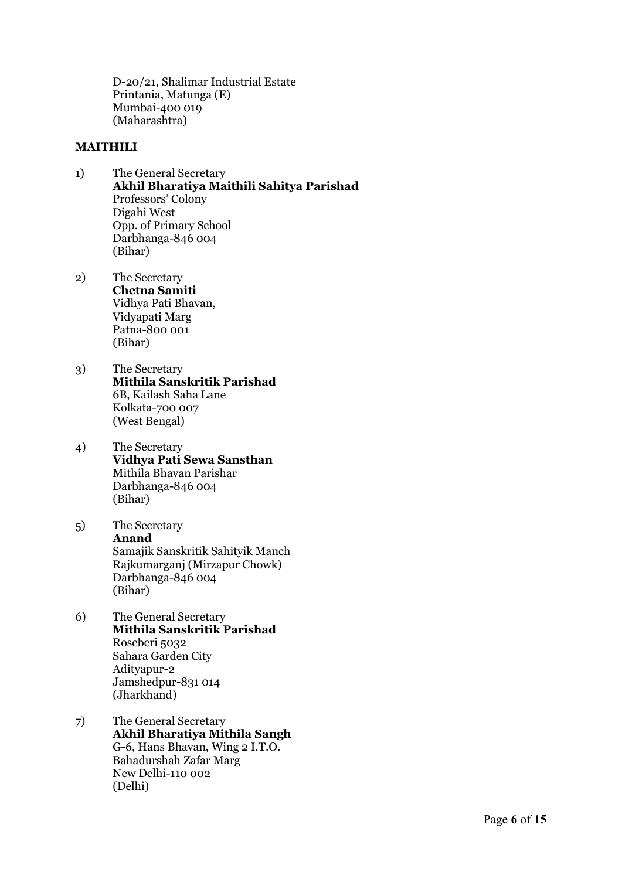D-20/21, Shalimar Industrial Estate
Printania, Matunga (E)
Mumbai-400 019
(Maharashtra)

**MAITHILI**

1) The General Secretary
**Akhil Bharatiya Maithili Sahitya Parishad**
Professors' Colony
Digahi West
Opp. of Primary School
Darbhanga-846 004
(Bihar)

2) The Secretary
**Chetna Samiti**
Vidhya Pati Bhavan,
Vidyapati Marg
Patna-800 001
(Bihar)

3) The Secretary
**Mithila Sanskritik Parishad**
6B, Kailash Saha Lane
Kolkata-700 007
(West Bengal)

4) The Secretary
**Vidhya Pati Sewa Sansthan**
Mithila Bhavan Parishar
Darbhanga-846 004
(Bihar)

5) The Secretary
**Anand**
Samajik Sanskritik Sahityik Manch
Rajkumarganj (Mirzapur Chowk)
Darbhanga-846 004
(Bihar)

6) The General Secretary
**Mithila Sanskritik Parishad**
Roseberi 5032
Sahara Garden City
Adityapur-2
Jamshedpur-831 014
(Jharkhand)

7) The General Secretary
**Akhil Bharatiya Mithila Sangh**
G-6, Hans Bhavan, Wing 2 I.T.O.
Bahadurshah Zafar Marg
New Delhi-110 002
(Delhi)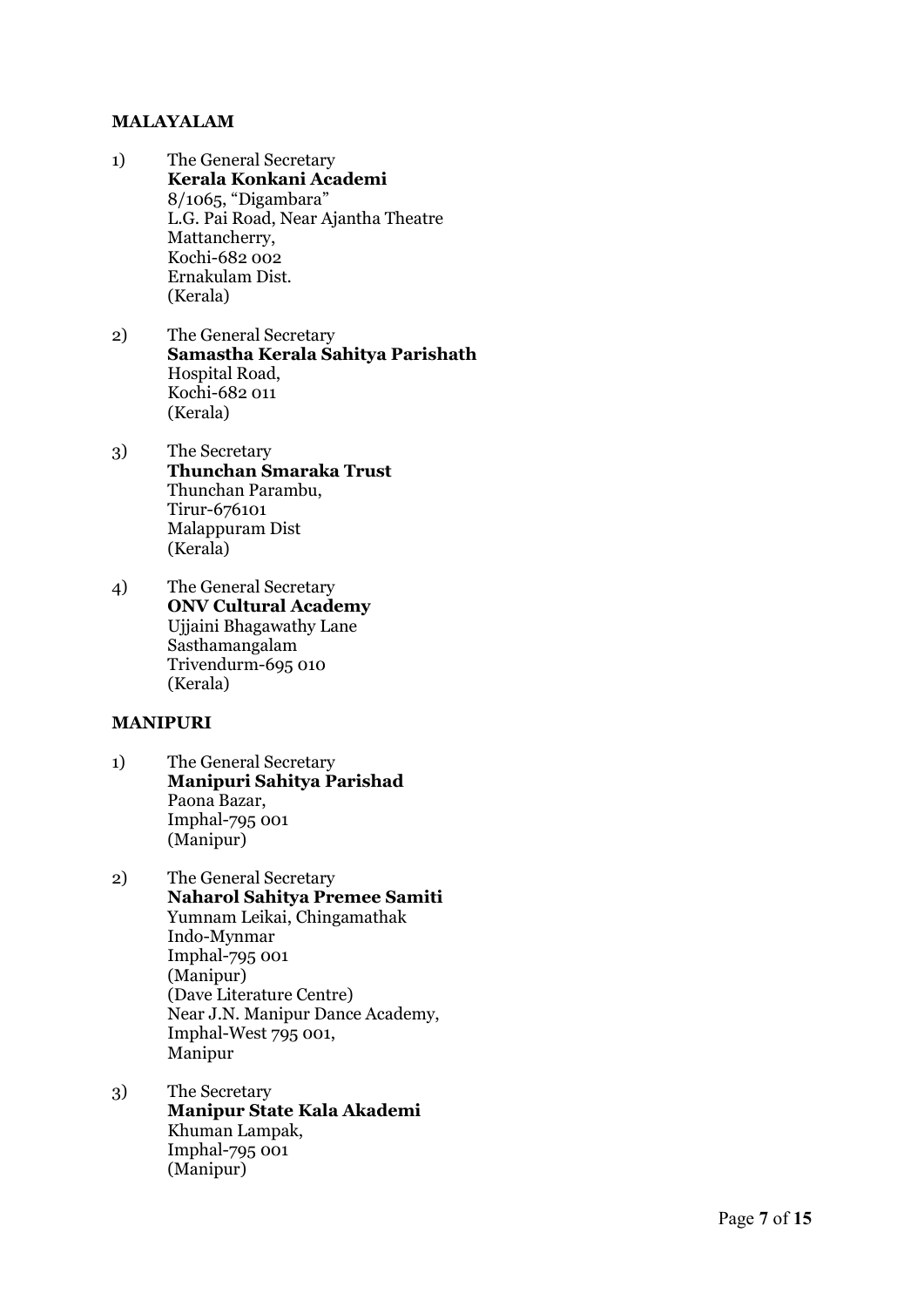**MALAYALAM**

1) The General Secretary  
**Kerala Konkani Academi**  
8/1065, "Digambara"  
L.G. Pai Road, Near Ajantha Theatre  
Mattancherry,  
Kochi-682 002  
Ernakulam Dist.  
(Kerala)

2) The General Secretary  
**Samastha Kerala Sahitya Parishath**  
Hospital Road,  
Kochi-682 011  
(Kerala)

3) The Secretary  
**Thunchan Smaraka Trust**  
Thunchan Parambu,  
Tirur-676101  
Malappuram Dist  
(Kerala)

4) The General Secretary  
**ONV Cultural Academy**  
Ujjaini Bhagawathy Lane  
Sasthamangalam  
Trivendurm-695 010  
(Kerala)

**MANIPURI**

1) The General Secretary  
**Manipuri Sahitya Parishad**  
Paona Bazar,  
Imphal-795 001  
(Manipur)

2) The General Secretary  
**Naharol Sahitya Premee Samiti**  
Yumnam Leikai, Chingamathak  
Indo-Mynmar  
Imphal-795 001  
(Manipur)  
(Dave Literature Centre)  
Near J.N. Manipur Dance Academy,  
Imphal-West 795 001,  
Manipur

3) The Secretary  
**Manipur State Kala Akademi**  
Khuman Lampak,  
Imphal-795 001  
(Manipur)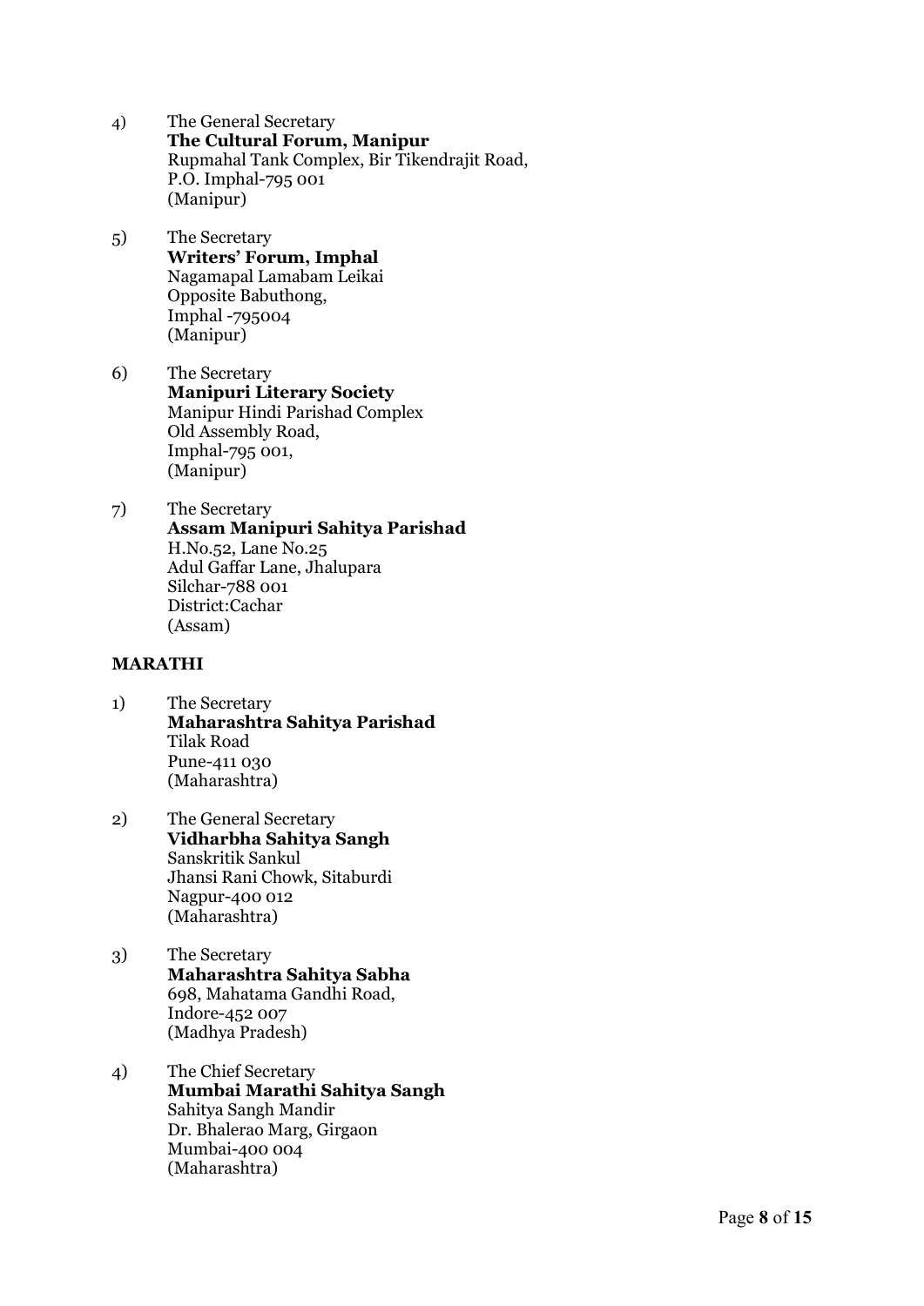4) The General Secretary
   **The Cultural Forum, Manipur**
   Rupmahal Tank Complex, Bir Tikendrajit Road,
   P.O. Imphal-795 001
   (Manipur)

5) The Secretary
   **Writers' Forum, Imphal**
   Nagamapal Lamabam Leikai
   Opposite Babuthong,
   Imphal -795004
   (Manipur)

6) The Secretary
   **Manipuri Literary Society**
   Manipur Hindi Parishad Complex
   Old Assembly Road,
   Imphal-795 001,
   (Manipur)

7) The Secretary
   **Assam Manipuri Sahitya Parishad**
   H.No.52, Lane No.25
   Adul Gaffar Lane, Jhalupara
   Silchar-788 001
   District:Cachar
   (Assam)

**MARATHI**

1) The Secretary
   **Maharashtra Sahitya Parishad**
   Tilak Road
   Pune-411 030
   (Maharashtra)

2) The General Secretary
   **Vidharbha Sahitya Sangh**
   Sanskritik Sankul
   Jhansi Rani Chowk, Sitaburdi
   Nagpur-400 012
   (Maharashtra)

3) The Secretary
   **Maharashtra Sahitya Sabha**
   698, Mahatama Gandhi Road,
   Indore-452 007
   (Madhya Pradesh)

4) The Chief Secretary
   **Mumbai Marathi Sahitya Sangh**
   Sahitya Sangh Mandir
   Dr. Bhalerao Marg, Girgaon
   Mumbai-400 004
   (Maharashtra)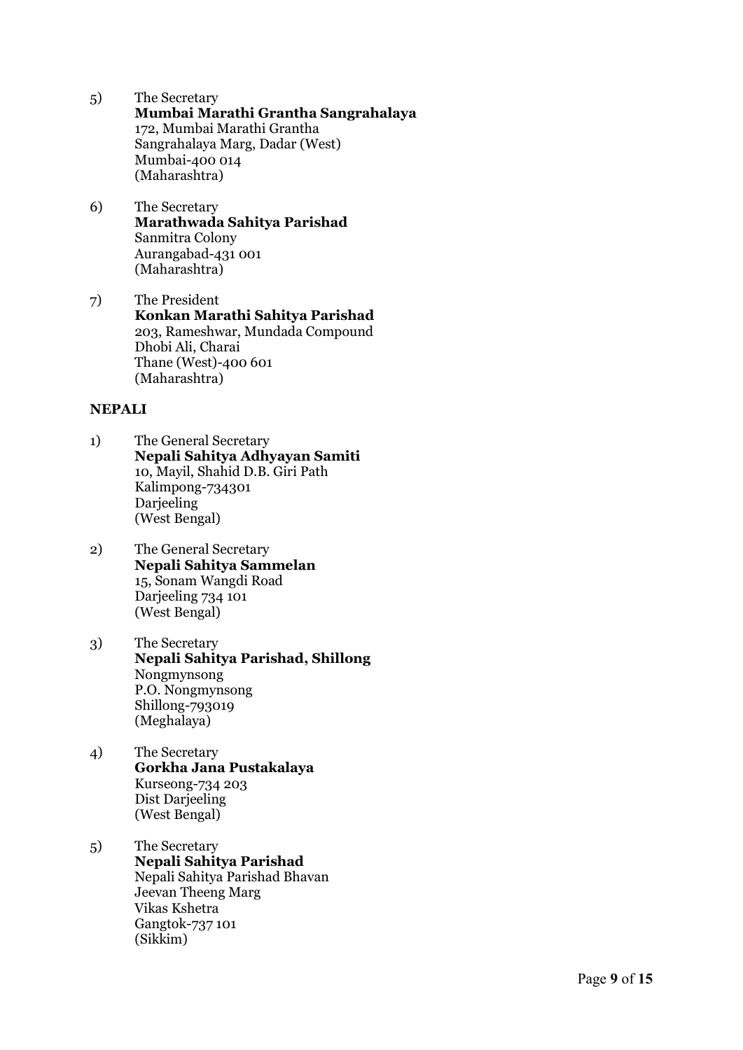5) The Secretary
   **Mumbai Marathi Grantha Sangrahalaya**
   172, Mumbai Marathi Grantha
   Sangrahalaya Marg, Dadar (West)
   Mumbai-400 014
   (Maharashtra)

6) The Secretary
   **Marathwada Sahitya Parishad**
   Sanmitra Colony
   Aurangabad-431 001
   (Maharashtra)

7) The President
   **Konkan Marathi Sahitya Parishad**
   203, Rameshwar, Mundada Compound
   Dhobi Ali, Charai
   Thane (West)-400 601
   (Maharashtra)

**NEPALI**

1) The General Secretary
   **Nepali Sahitya Adhyayan Samiti**
   10, Mayil, Shahid D.B. Giri Path
   Kalimpong-734301
   Darjeeling
   (West Bengal)

2) The General Secretary
   **Nepali Sahitya Sammelan**
   15, Sonam Wangdi Road
   Darjeeling 734 101
   (West Bengal)

3) The Secretary
   **Nepali Sahitya Parishad, Shillong**
   Nongmynsong
   P.O. Nongmynsong
   Shillong-793019
   (Meghalaya)

4) The Secretary
   **Gorkha Jana Pustakalaya**
   Kurseong-734 203
   Dist Darjeeling
   (West Bengal)

5) The Secretary
   **Nepali Sahitya Parishad**
   Nepali Sahitya Parishad Bhavan
   Jeevan Theeng Marg
   Vikas Kshetra
   Gangtok-737 101
   (Sikkim)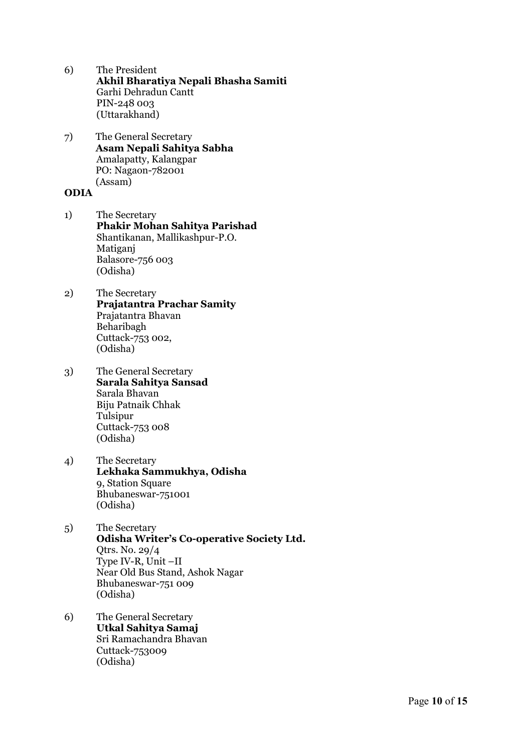6) The President  
**Akhil Bharatiya Nepali Bhasha Samiti**  
Garhi Dehradun Cantt  
PIN-248 003  
(Uttarakhand)

7) The General Secretary  
**Asam Nepali Sahitya Sabha**  
Amalapatty, Kalangpar  
PO: Nagaon-782001  
(Assam)

**ODIA**

1) The Secretary  
**Phakir Mohan Sahitya Parishad**  
Shantikanan, Mallikashpur-P.O.  
Matiganj  
Balasore-756 003  
(Odisha)

2) The Secretary  
**Prajatantra Prachar Samity**  
Prajatantra Bhavan  
Beharibagh  
Cuttack-753 002,  
(Odisha)

3) The General Secretary  
**Sarala Sahitya Sansad**  
Sarala Bhavan  
Biju Patnaik Chhak  
Tulsipur  
Cuttack-753 008  
(Odisha)

4) The Secretary  
**Lekhaka Sammukhya, Odisha**  
9, Station Square  
Bhubaneswar-751001  
(Odisha)

5) The Secretary  
**Odisha Writer's Co-operative Society Ltd.**  
Qtrs. No. 29/4  
Type IV-R, Unit –II  
Near Old Bus Stand, Ashok Nagar  
Bhubaneswar-751 009  
(Odisha)

6) The General Secretary  
**Utkal Sahitya Samaj**  
Sri Ramachandra Bhavan  
Cuttack-753009  
(Odisha)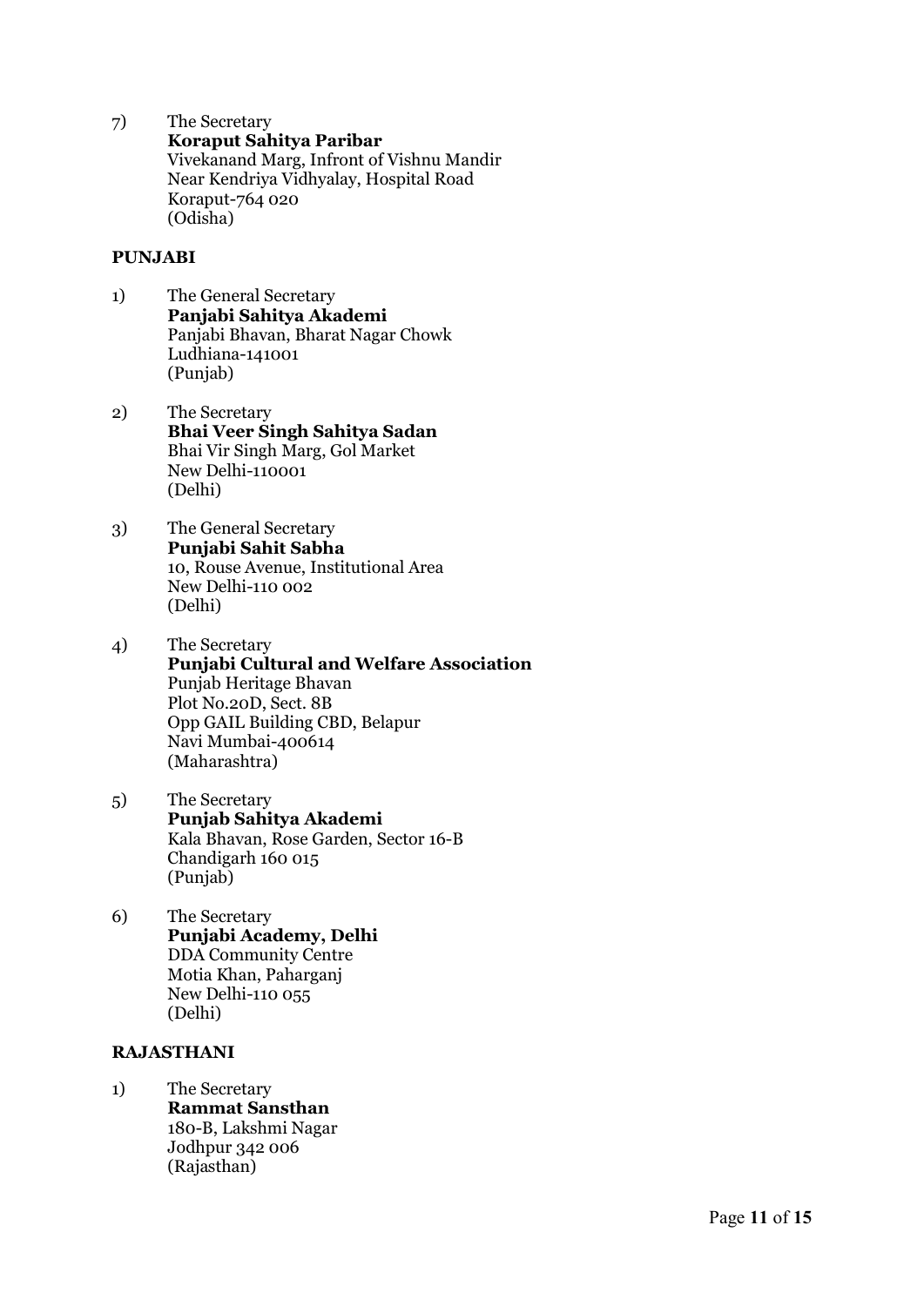7) The Secretary
   **Koraput Sahitya Paribar**
   Vivekanand Marg, Infront of Vishnu Mandir
   Near Kendriya Vidhyalay, Hospital Road
   Koraput-764 020
   (Odisha)

**PUNJABI**

1) The General Secretary
   **Panjabi Sahitya Akademi**
   Panjabi Bhavan, Bharat Nagar Chowk
   Ludhiana-141001
   (Punjab)

2) The Secretary
   **Bhai Veer Singh Sahitya Sadan**
   Bhai Vir Singh Marg, Gol Market
   New Delhi-110001
   (Delhi)

3) The General Secretary
   **Punjabi Sahit Sabha**
   10, Rouse Avenue, Institutional Area
   New Delhi-110 002
   (Delhi)

4) The Secretary
   **Punjabi Cultural and Welfare Association**
   Punjab Heritage Bhavan
   Plot No.20D, Sect. 8B
   Opp GAIL Building CBD, Belapur
   Navi Mumbai-400614
   (Maharashtra)

5) The Secretary
   **Punjab Sahitya Akademi**
   Kala Bhavan, Rose Garden, Sector 16-B
   Chandigarh 160 015
   (Punjab)

6) The Secretary
   **Punjabi Academy, Delhi**
   DDA Community Centre
   Motia Khan, Paharganj
   New Delhi-110 055
   (Delhi)

**RAJASTHANI**

1) The Secretary
   **Rammat Sansthan**
   180-B, Lakshmi Nagar
   Jodhpur 342 006
   (Rajasthan)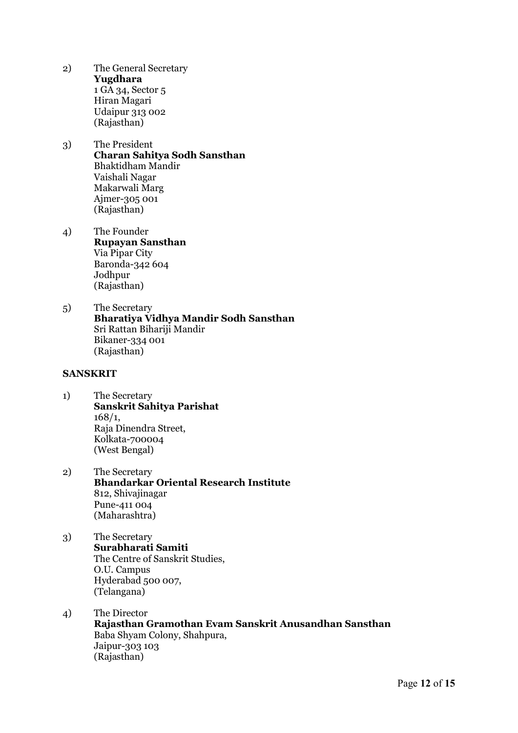2) The General Secretary
   **Yugdhara**
   1 GA 34, Sector 5
   Hiran Magari
   Udaipur 313 002
   (Rajasthan)

3) The President
   **Charan Sahitya Sodh Sansthan**
   Bhaktidham Mandir
   Vaishali Nagar
   Makarwali Marg
   Ajmer-305 001
   (Rajasthan)

4) The Founder
   **Rupayan Sansthan**
   Via Pipar City
   Baronda-342 604
   Jodhpur
   (Rajasthan)

5) The Secretary
   **Bharatiya Vidhya Mandir Sodh Sansthan**
   Sri Rattan Bihariji Mandir
   Bikaner-334 001
   (Rajasthan)

**SANSKRIT**

1) The Secretary
   **Sanskrit Sahitya Parishat**
   168/1,
   Raja Dinendra Street,
   Kolkata-700004
   (West Bengal)

2) The Secretary
   **Bhandarkar Oriental Research Institute**
   812, Shivajinagar
   Pune-411 004
   (Maharashtra)

3) The Secretary
   **Surabharati Samiti**
   The Centre of Sanskrit Studies,
   O.U. Campus
   Hyderabad 500 007,
   (Telangana)

4) The Director
   **Rajasthan Gramothan Evam Sanskrit Anusandhan Sansthan**
   Baba Shyam Colony, Shahpura,
   Jaipur-303 103
   (Rajasthan)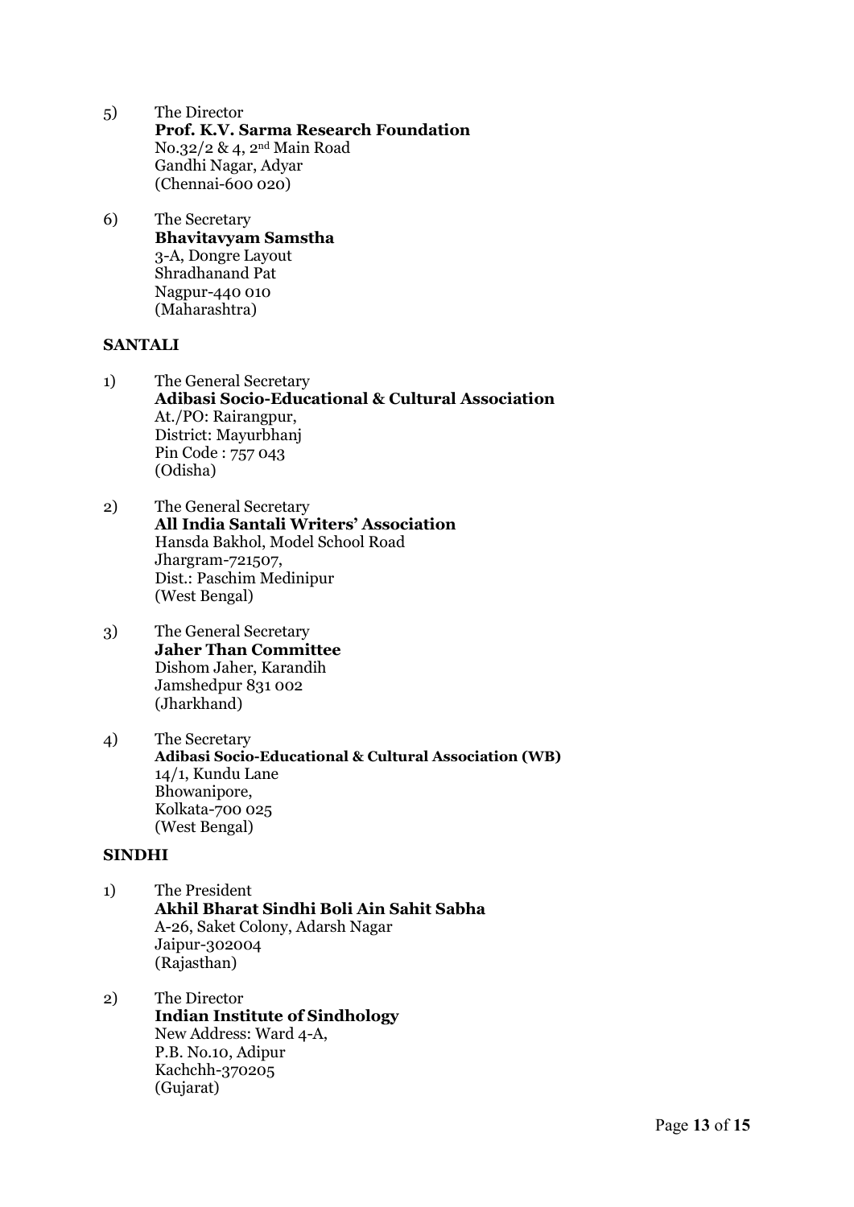5) The Director
   **Prof. K.V. Sarma Research Foundation**
   No.32/2 & 4, 2nd Main Road
   Gandhi Nagar, Adyar
   (Chennai-600 020)

6) The Secretary
   **Bhavitavyam Samstha**
   3-A, Dongre Layout
   Shradhanand Pat
   Nagpur-440 010
   (Maharashtra)

**SANTALI**

1) The General Secretary
   **Adibasi Socio-Educational & Cultural Association**
   At./PO: Rairangpur,
   District: Mayurbhanj
   Pin Code : 757 043
   (Odisha)

2) The General Secretary
   **All India Santali Writers' Association**
   Hansda Bakhol, Model School Road
   Jhargram-721507,
   Dist.: Paschim Medinipur
   (West Bengal)

3) The General Secretary
   **Jaher Than Committee**
   Dishom Jaher, Karandih
   Jamshedpur 831 002
   (Jharkhand)

4) The Secretary
   **Adibasi Socio-Educational & Cultural Association (WB)**
   14/1, Kundu Lane
   Bhowanipore,
   Kolkata-700 025
   (West Bengal)

**SINDHI**

1) The President
   **Akhil Bharat Sindhi Boli Ain Sahit Sabha**
   A-26, Saket Colony, Adarsh Nagar
   Jaipur-302004
   (Rajasthan)

2) The Director
   **Indian Institute of Sindhology**
   New Address: Ward 4-A,
   P.B. No.10, Adipur
   Kachchh-370205
   (Gujarat)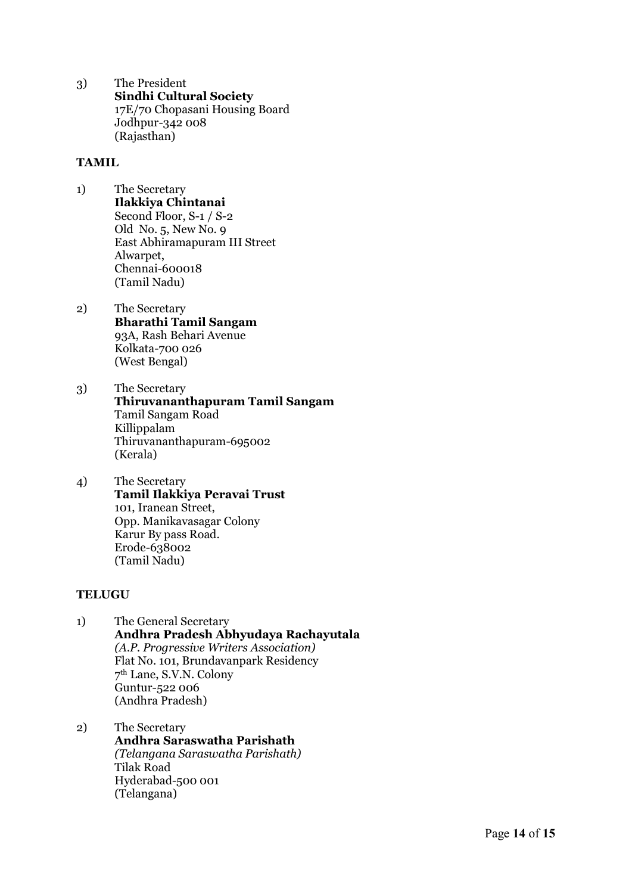3) The President
   **Sindhi Cultural Society**
   17E/70 Chopasani Housing Board
   Jodhpur-342 008
   (Rajasthan)

**TAMIL**

1) The Secretary
   **Ilakkiya Chintanai**
   Second Floor, S-1 / S-2
   Old No. 5, New No. 9
   East Abhiramapuram III Street
   Alwarpet,
   Chennai-600018
   (Tamil Nadu)

2) The Secretary
   **Bharathi Tamil Sangam**
   93A, Rash Behari Avenue
   Kolkata-700 026
   (West Bengal)

3) The Secretary
   **Thiruvananthapuram Tamil Sangam**
   Tamil Sangam Road
   Killippalam
   Thiruvananthapuram-695002
   (Kerala)

4) The Secretary
   **Tamil Ilakkiya Peravai Trust**
   101, Iranean Street,
   Opp. Manikavasagar Colony
   Karur By pass Road.
   Erode-638002
   (Tamil Nadu)

**TELUGU**

1) The General Secretary
   **Andhra Pradesh Abhyudaya Rachayutala**
   *(A.P. Progressive Writers Association)*
   Flat No. 101, Brundavanpark Residency
   7th Lane, S.V.N. Colony
   Guntur-522 006
   (Andhra Pradesh)

2) The Secretary
   **Andhra Saraswatha Parishath**
   *(Telangana Saraswatha Parishath)*
   Tilak Road
   Hyderabad-500 001
   (Telangana)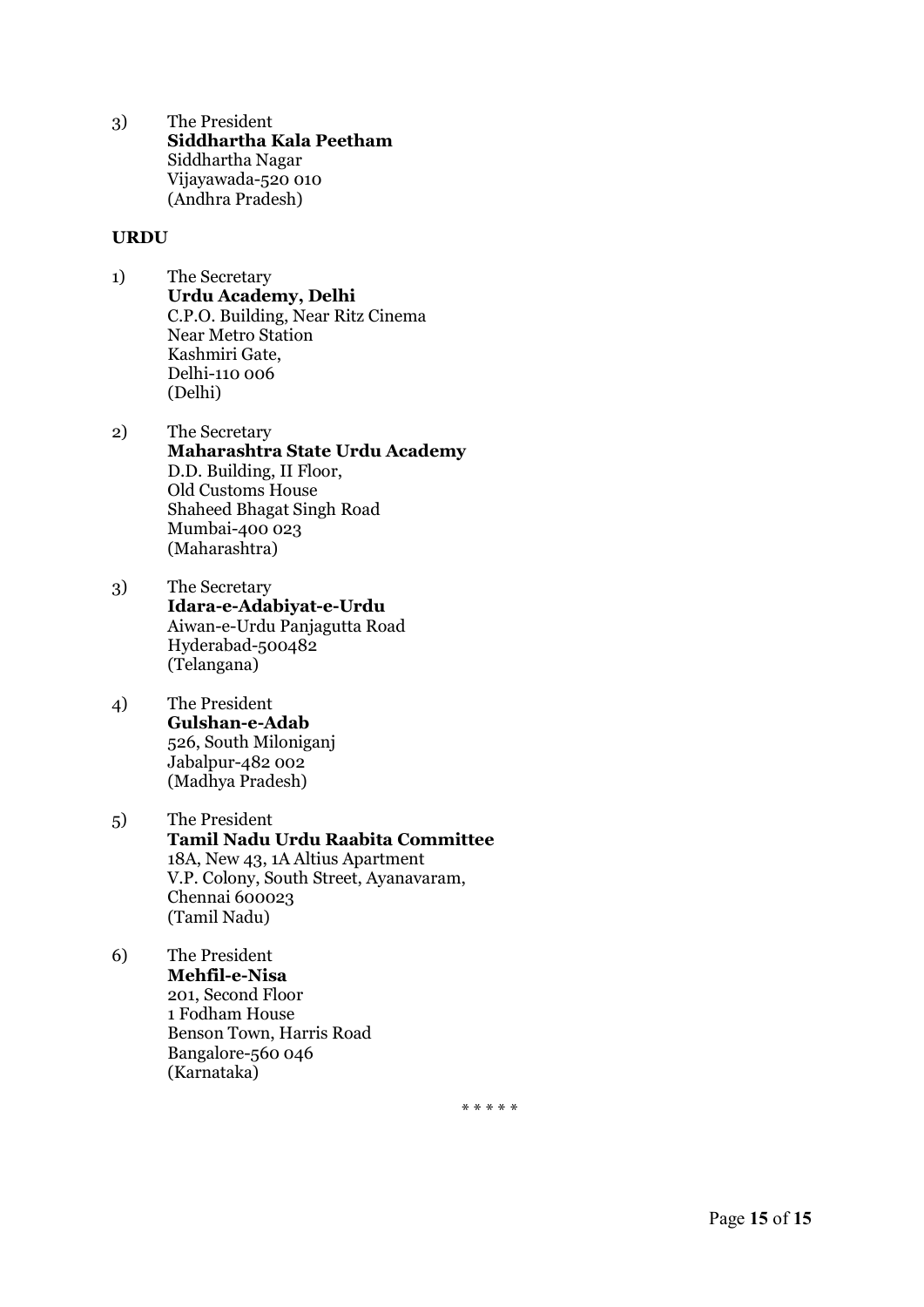3) The President
   **Siddhartha Kala Peetham**
   Siddhartha Nagar
   Vijayawada-520 010
   (Andhra Pradesh)

**URDU**

1) The Secretary
   **Urdu Academy, Delhi**
   C.P.O. Building, Near Ritz Cinema
   Near Metro Station
   Kashmiri Gate,
   Delhi-110 006
   (Delhi)

2) The Secretary
   **Maharashtra State Urdu Academy**
   D.D. Building, II Floor,
   Old Customs House
   Shaheed Bhagat Singh Road
   Mumbai-400 023
   (Maharashtra)

3) The Secretary
   **Idara-e-Adabiyat-e-Urdu**
   Aiwan-e-Urdu Panjagutta Road
   Hyderabad-500482
   (Telangana)

4) The President
   **Gulshan-e-Adab**
   526, South Miloniganj
   Jabalpur-482 002
   (Madhya Pradesh)

5) The President
   **Tamil Nadu Urdu Raabita Committee**
   18A, New 43, 1A Altius Apartment
   V.P. Colony, South Street, Ayanavaram,
   Chennai 600023
   (Tamil Nadu)

6) The President
   **Mehfil-e-Nisa**
   201, Second Floor
   1 Fodham House
   Benson Town, Harris Road
   Bangalore-560 046
   (Karnataka)

\* \* \* \* \*